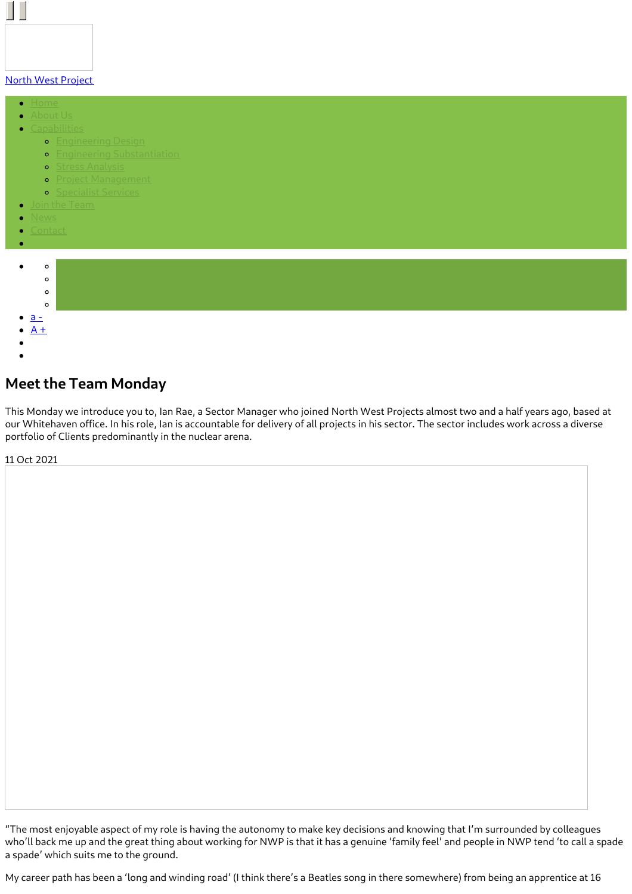[North West Project](#)

- Home
- About Us
- Capabilities
  - Engineering Design
  - Engineering Substantiation
  - Stress Analysis
  - Project Management
  - Specialist Services
- Join the Team
- News
- Contact

- a -
- A +

## Meet the Team Monday

This Monday we introduce you to, Ian Rae, a Sector Manager who joined North West Projects almost two and a half years ago, based at our Whitehaven office. In his role, Ian is accountable for delivery of all projects in his sector. The sector includes work across a diverse portfolio of Clients predominantly in the nuclear arena.

11 Oct 2021

"The most enjoyable aspect of my role is having the autonomy to make key decisions and knowing that I'm surrounded by colleagues who'll back me up and the great thing about working for NWP is that it has a genuine 'family feel' and people in NWP tend 'to call a spade a spade' which suits me to the ground.

My career path has been a 'long and winding road' (I think there's a Beatles song in there somewhere) from being an apprentice at 16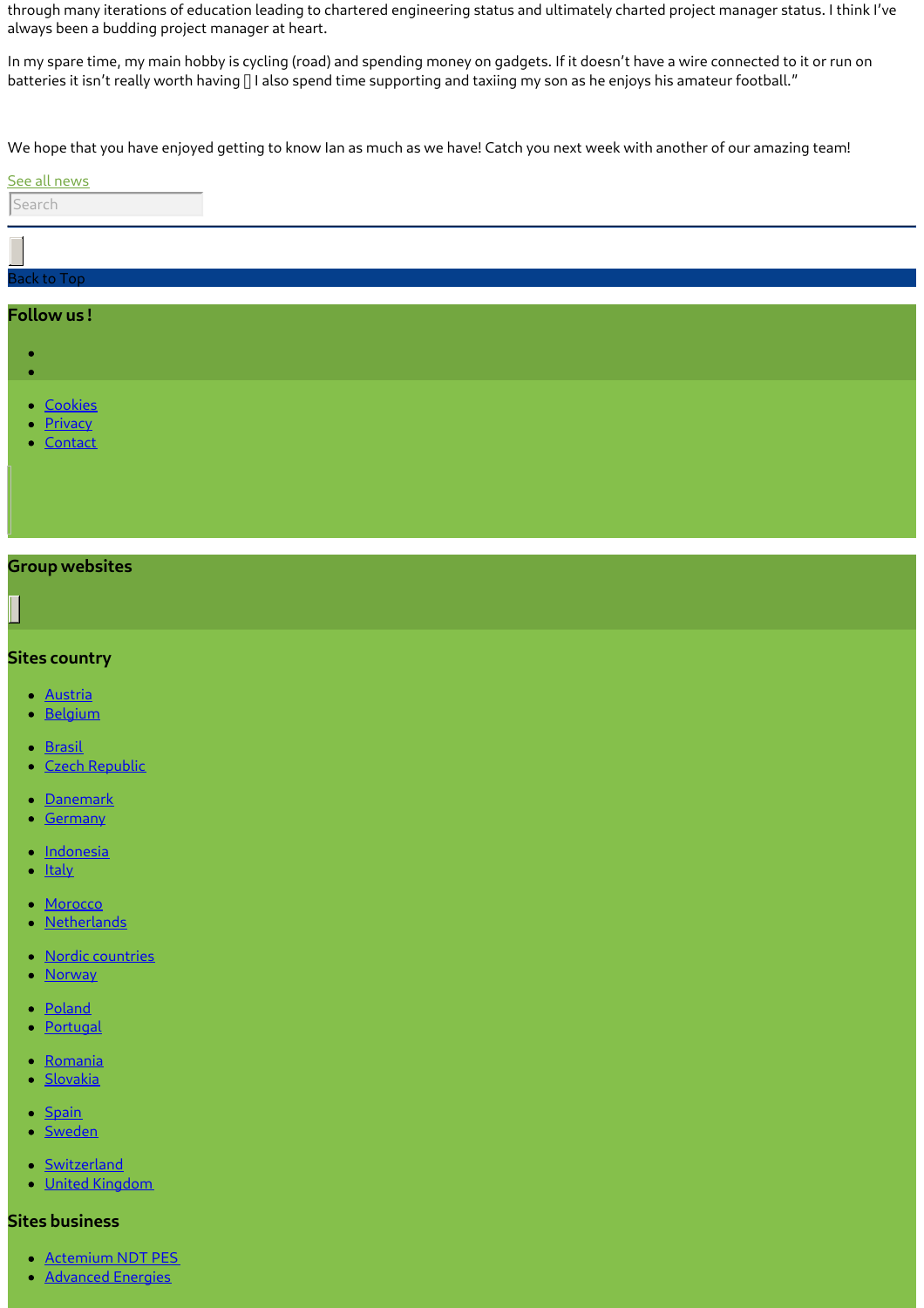through many iterations of education leading to chartered engineering status and ultimately charted project manager status. I think I've always been a budding project manager at heart.

In my spare time, my main hobby is cycling (road) and spending money on gadgets. If it doesn't have a wire connected to it or run on batteries it isn't really worth having  I also spend time supporting and taxiing my son as he enjoys his amateur football."

We hope that you have enjoyed getting to know Ian as much as we have! Catch you next week with another of our amazing team!

See all news

Search

Back to Top

## Follow us !

- Cookies
- Privacy
- Contact

## Group websites

### Sites country

- Austria
- Belgium
- Brasil
- Czech Republic
- Danemark
- Germany
- Indonesia
- Italy
- Morocco
- Netherlands
- Nordic countries
- Norway
- Poland
- Portugal
- Romania
- Slovakia
- Spain
- Sweden
- Switzerland
- United Kingdom

### Sites business

- Actemium NDT PES
- Advanced Energies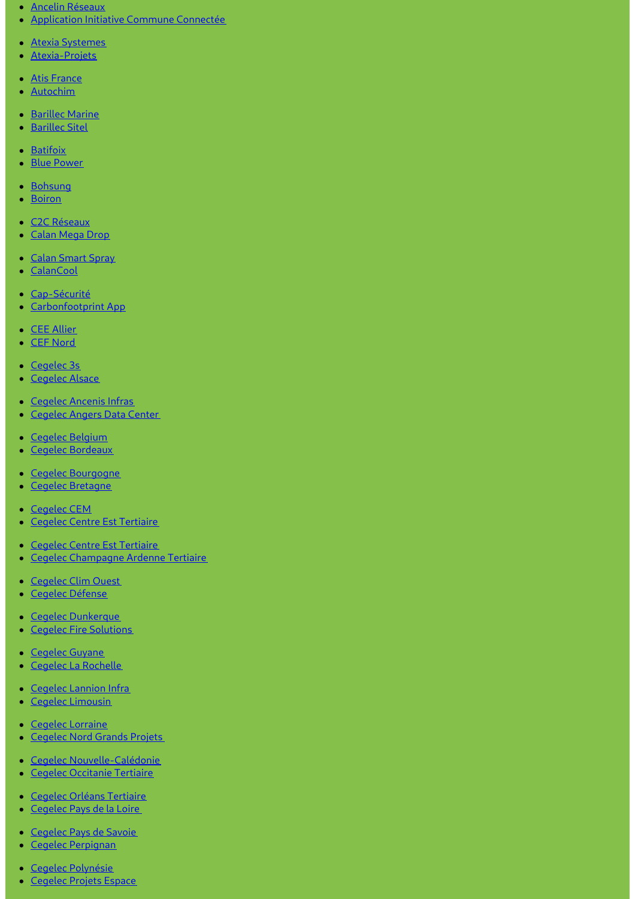- Ancelin Réseaux
- Application Initiative Commune Connectée

- Atexia Systemes
- Atexia-Projets

- Atis France
- Autochim

- Barillec Marine
- Barillec Sitel

- Batifoix
- Blue Power

- Bohsung
- Boiron

- C2C Réseaux
- Calan Mega Drop

- Calan Smart Spray
- CalanCool

- Cap-Sécurité
- Carbonfootprint App

- CEE Allier
- CEF Nord

- Cegelec 3s
- Cegelec Alsace

- Cegelec Ancenis Infras
- Cegelec Angers Data Center

- Cegelec Belgium
- Cegelec Bordeaux

- Cegelec Bourgogne
- Cegelec Bretagne

- Cegelec CEM
- Cegelec Centre Est Tertiaire

- Cegelec Centre Est Tertiaire
- Cegelec Champagne Ardenne Tertiaire

- Cegelec Clim Ouest
- Cegelec Défense

- Cegelec Dunkerque
- Cegelec Fire Solutions

- Cegelec Guyane
- Cegelec La Rochelle

- Cegelec Lannion Infra
- Cegelec Limousin

- Cegelec Lorraine
- Cegelec Nord Grands Projets

- Cegelec Nouvelle-Calédonie
- Cegelec Occitanie Tertiaire

- Cegelec Orléans Tertiaire
- Cegelec Pays de la Loire

- Cegelec Pays de Savoie
- Cegelec Perpignan

- Cegelec Polynésie
- Cegelec Projets Espace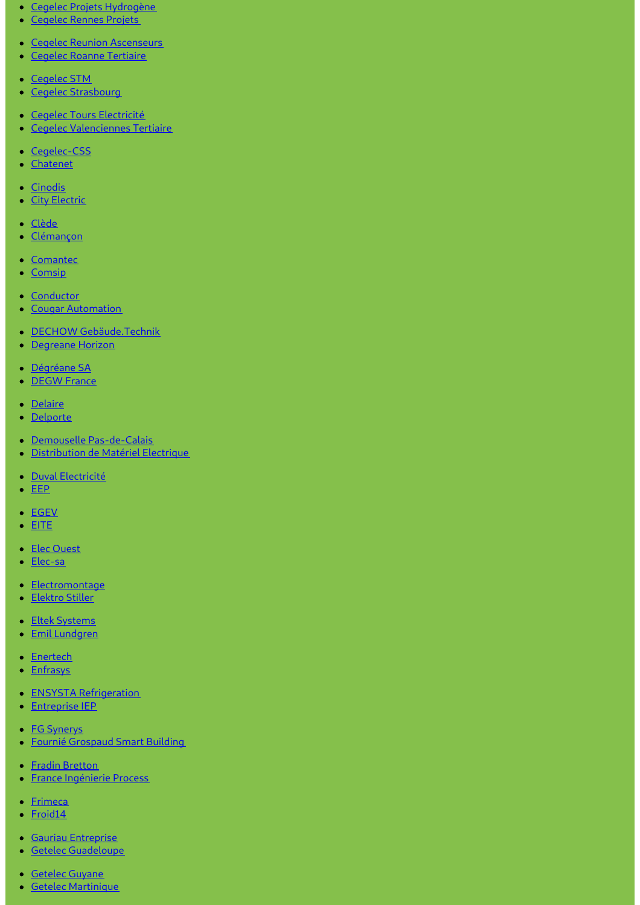- Cegelec Projets Hydrogène
- Cegelec Rennes Projets
- Cegelec Reunion Ascenseurs
- Cegelec Roanne Tertiaire
- Cegelec STM
- Cegelec Strasbourg
- Cegelec Tours Electricité
- Cegelec Valenciennes Tertiaire
- Cegelec-CSS
- Chatenet
- Cinodis
- City Electric
- Clède
- Clémançon
- Comantec
- Comsip
- Conductor
- Cougar Automation
- DECHOW Gebäude.Technik
- Degreane Horizon
- Dégréane SA
- DEGW France
- Delaire
- Delporte
- Demouselle Pas-de-Calais
- Distribution de Matériel Electrique
- Duval Electricité
- EEP
- EGEV
- EITE
- Elec Ouest
- Elec-sa
- Electromontage
- Elektro Stiller
- Eltek Systems
- Emil Lundgren
- Enertech
- Enfrasys
- ENSYSTA Refrigeration
- Entreprise IEP
- FG Synerys
- Fournié Grospaud Smart Building
- Fradin Bretton
- France Ingénierie Process
- Frimeca
- Froid14
- Gauriau Entreprise
- Getelec Guadeloupe
- Getelec Guyane
- Getelec Martinique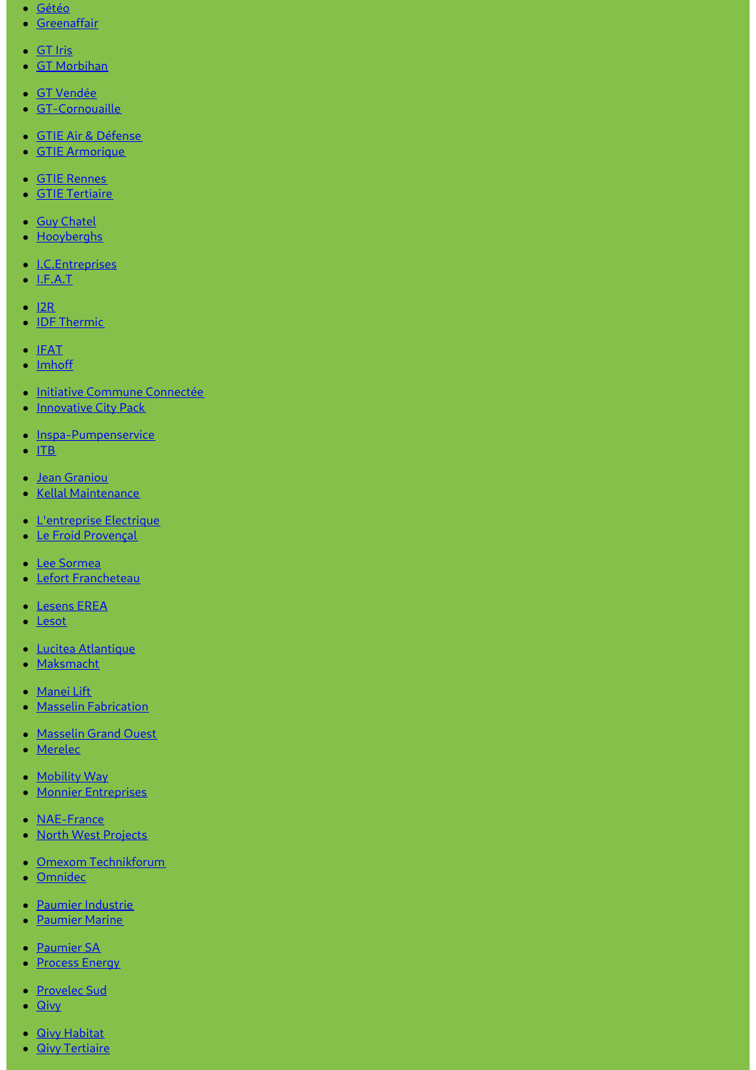- Gétéo
- Greenaffair
- GT Iris
- GT Morbihan
- GT Vendée
- GT-Cornouaille
- GTIE Air & Défense
- GTIE Armorique
- GTIE Rennes
- GTIE Tertiaire
- Guy Chatel
- Hooyberghs
- I.C.Entreprises
- I.F.A.T
- I2R
- IDF Thermic
- IFAT
- Imhoff
- Initiative Commune Connectée
- Innovative City Pack
- Inspa-Pumpenservice
- ITB
- Jean Graniou
- Kellal Maintenance
- L'entreprise Electrique
- Le Froid Provençal
- Lee Sormea
- Lefort Francheteau
- Lesens EREA
- Lesot
- Lucitea Atlantique
- Maksmacht
- Manei Lift
- Masselin Fabrication
- Masselin Grand Ouest
- Merelec
- Mobility Way
- Monnier Entreprises
- NAE-France
- North West Projects
- Omexom Technikforum
- Omnidec
- Paumier Industrie
- Paumier Marine
- Paumier SA
- Process Energy
- Provelec Sud
- Qivy
- Qivy Habitat
- Qivy Tertiaire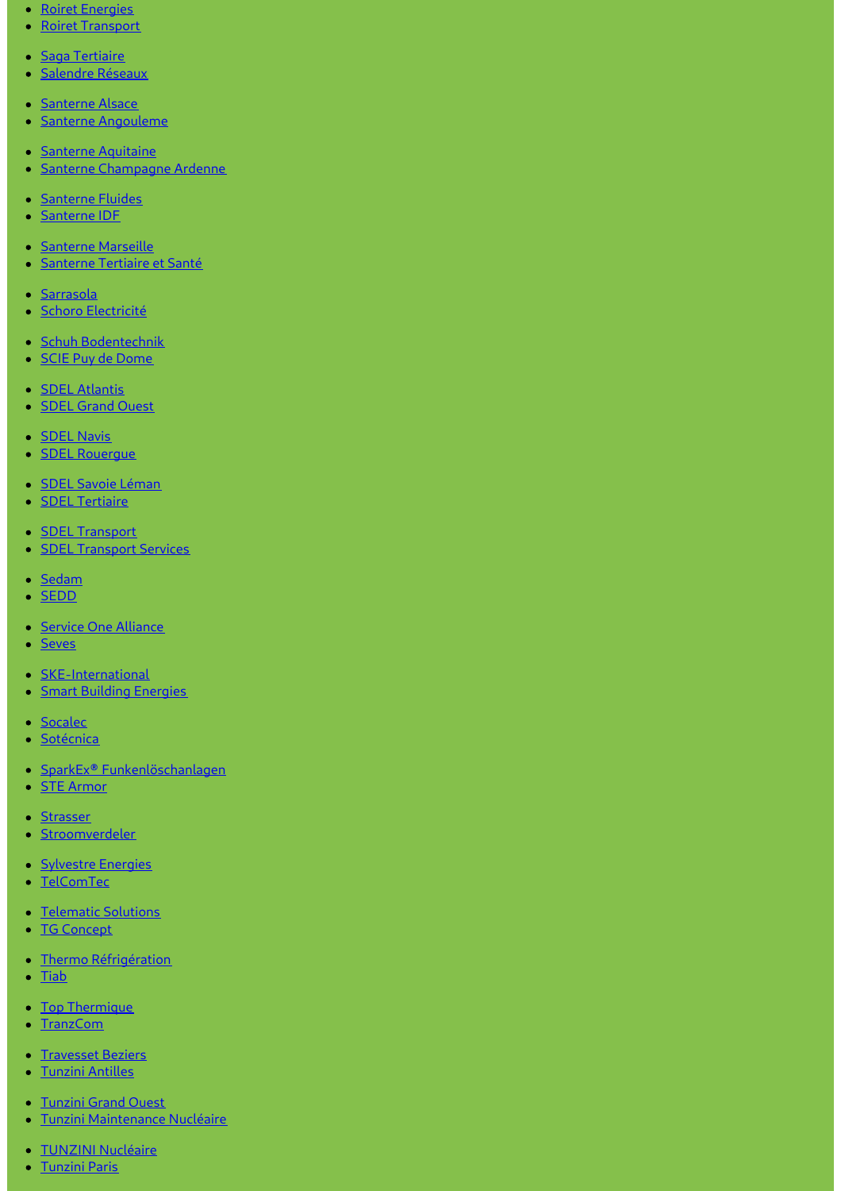- Roiret Energies
- Roiret Transport

- Saga Tertiaire
- Salendre Réseaux

- Santerne Alsace
- Santerne Angouleme

- Santerne Aquitaine
- Santerne Champagne Ardenne

- Santerne Fluides
- Santerne IDF

- Santerne Marseille
- Santerne Tertiaire et Santé

- Sarrasola
- Schoro Electricité

- Schuh Bodentechnik
- SCIE Puy de Dome

- SDEL Atlantis
- SDEL Grand Ouest

- SDEL Navis
- SDEL Rouergue

- SDEL Savoie Léman
- SDEL Tertiaire

- SDEL Transport
- SDEL Transport Services

- Sedam
- SEDD

- Service One Alliance
- Seves

- SKE-International
- Smart Building Energies

- Socalec
- Sotécnica

- SparkEx® Funkenlöschanlagen
- STE Armor

- Strasser
- Stroomverdeler

- Sylvestre Energies
- TelComTec

- Telematic Solutions
- TG Concept

- Thermo Réfrigération
- Tiab

- Top Thermique
- TranzCom

- Travesset Beziers
- Tunzini Antilles

- Tunzini Grand Ouest
- Tunzini Maintenance Nucléaire

- TUNZINI Nucléaire
- Tunzini Paris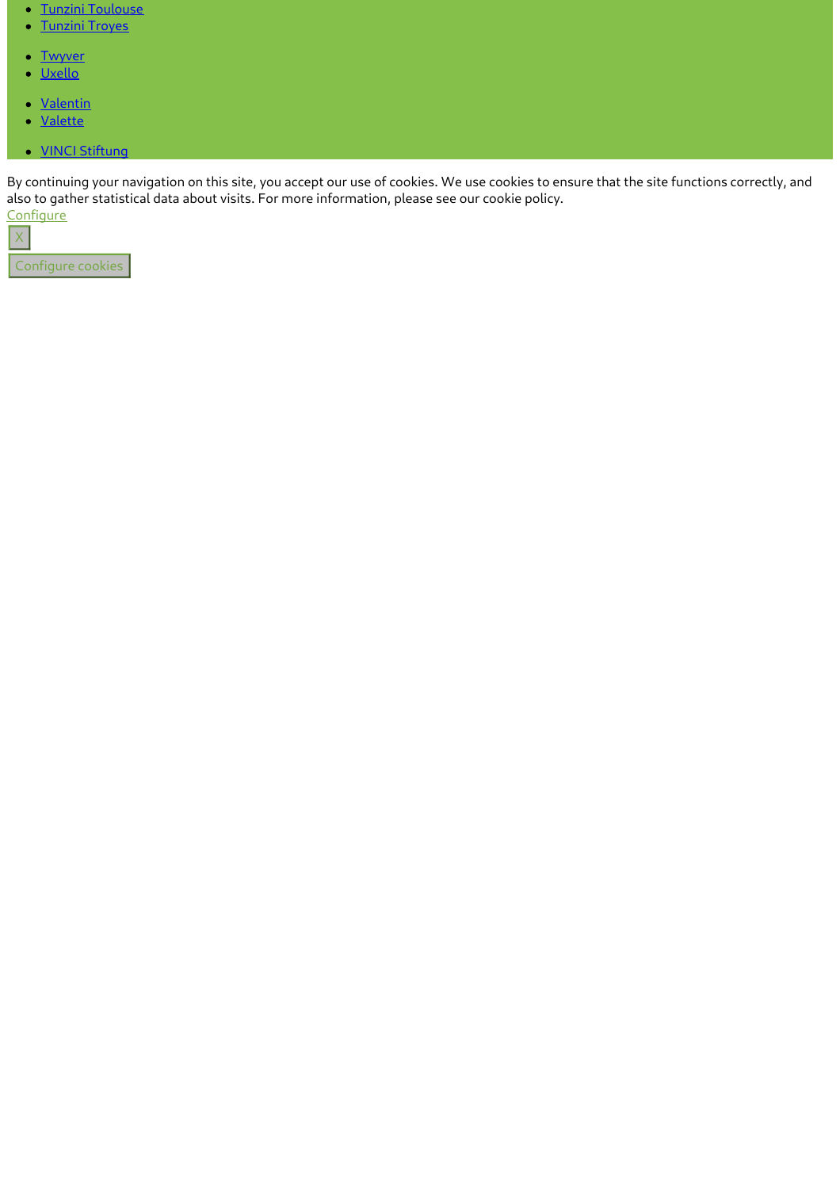- Tunzini Toulouse
- Tunzini Troyes

- Twyver
- Uxello

- Valentin
- Valette

- VINCI Stiftung

By continuing your navigation on this site, you accept our use of cookies. We use cookies to ensure that the site functions correctly, and also to gather statistical data about visits. For more information, please see our cookie policy.

Configure

X

Configure cookies